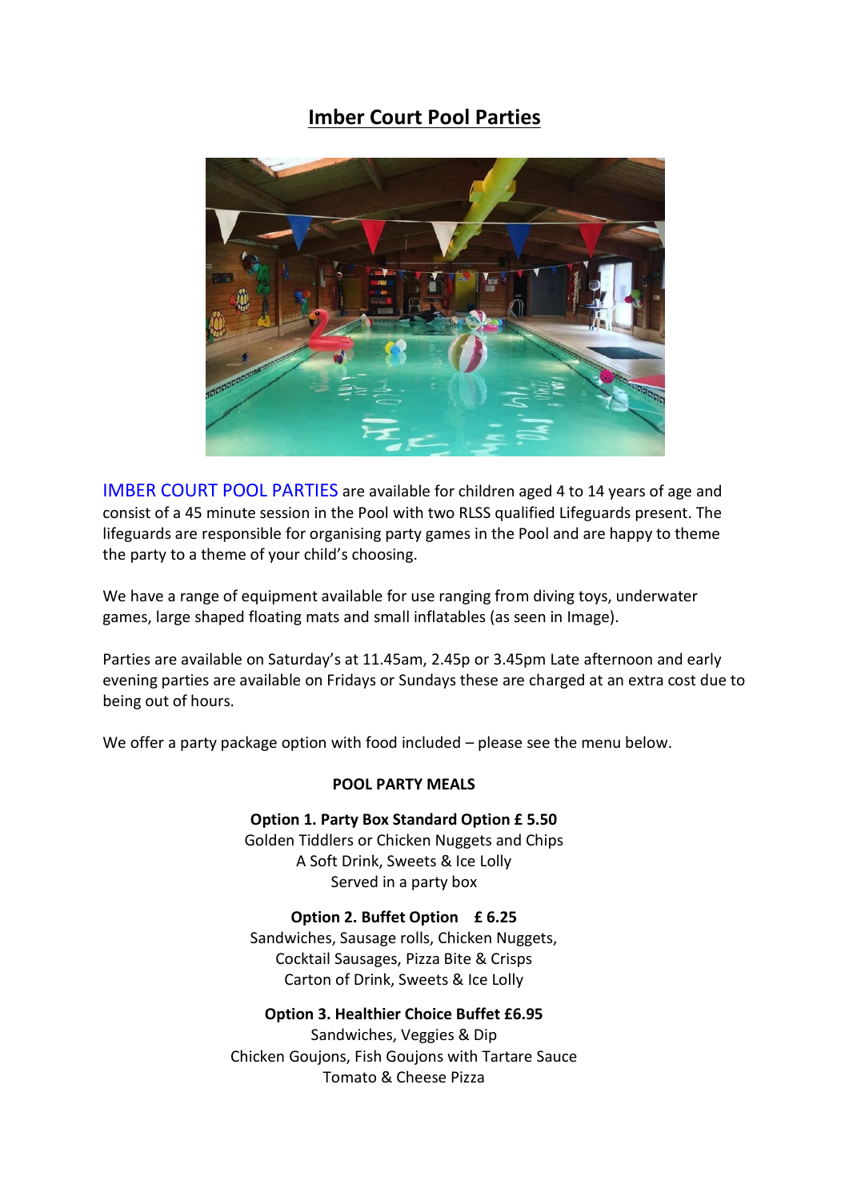# Imber Court Pool Parties

IMBER COURT POOL PARTIES are available for children aged 4 to 14 years of age and consist of a 45 minute session in the Pool with two RLSS qualified Lifeguards present. The lifeguards are responsible for organising party games in the Pool and are happy to theme the party to a theme of your child's choosing.

We have a range of equipment available for use ranging from diving toys, underwater games, large shaped floating mats and small inflatables (as seen in Image).

Parties are available on Saturday's at 11.45am, 2.45p or 3.45pm Late afternoon and early evening parties are available on Fridays or Sundays these are charged at an extra cost due to being out of hours.

We offer a party package option with food included – please see the menu below.

**POOL PARTY MEALS**

**Option 1. Party Box Standard Option £ 5.50**
Golden Tiddlers or Chicken Nuggets and Chips
A Soft Drink, Sweets & Ice Lolly
Served in a party box

**Option 2. Buffet Option £ 6.25**
Sandwiches, Sausage rolls, Chicken Nuggets,
Cocktail Sausages, Pizza Bite & Crisps
Carton of Drink, Sweets & Ice Lolly

**Option 3. Healthier Choice Buffet £6.95**
Sandwiches, Veggies & Dip
Chicken Goujons, Fish Goujons with Tartare Sauce
Tomato & Cheese Pizza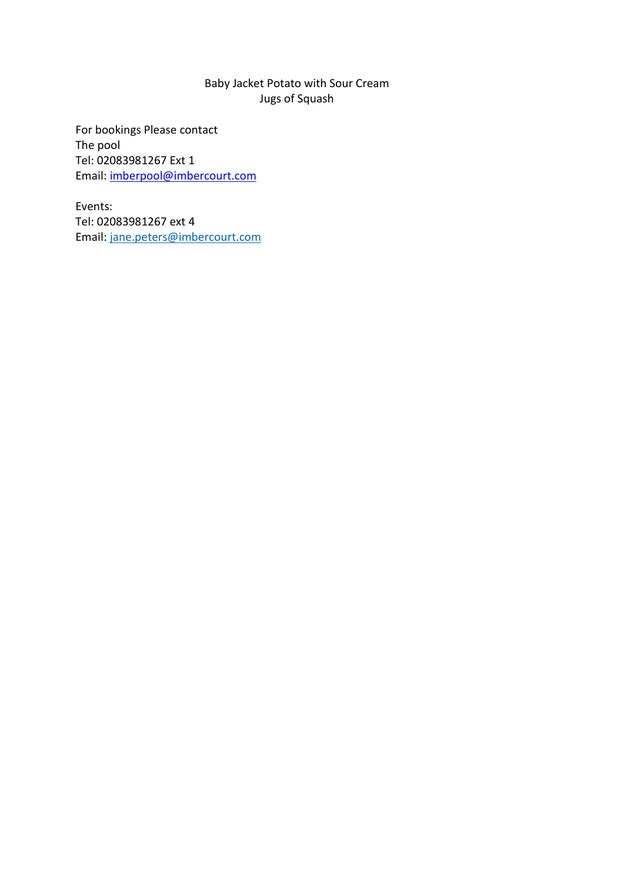Baby Jacket Potato with Sour Cream
Jugs of Squash

For bookings Please contact
The pool
Tel: 02083981267 Ext 1
Email: imberpool@imbercourt.com

Events:
Tel: 02083981267 ext 4
Email: jane.peters@imbercourt.com